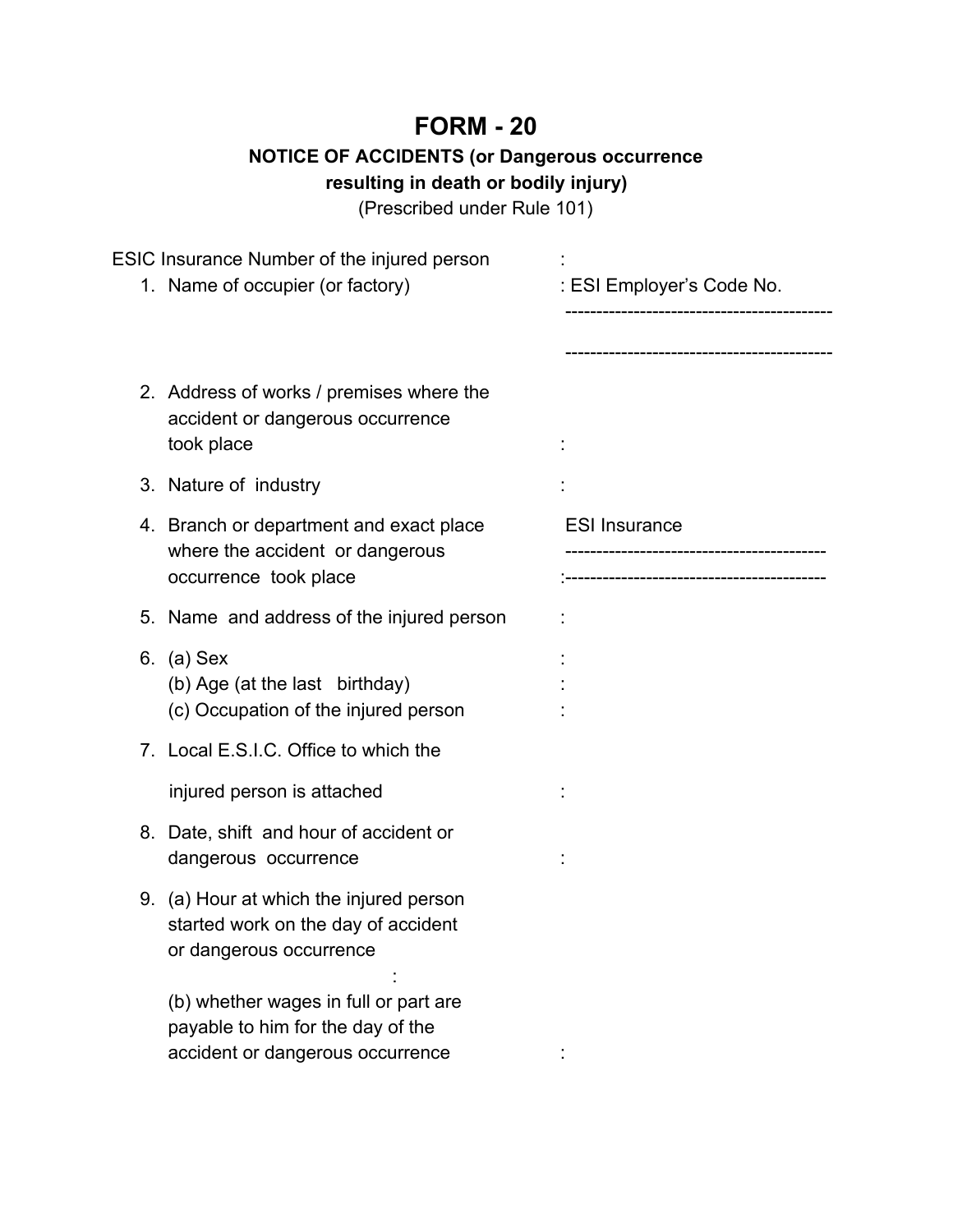# FORM - 20

**NOTICE OF ACCIDENTS (or Dangerous occurrence resulting in death or bodily injury)**

(Prescribed under Rule 101)

ESIC Insurance Number of the injured person :

1. Name of occupier (or factory) : ESI Employer's Code No.

   ------------------------------------------

   ------------------------------------------

2. Address of works / premises where the accident or dangerous occurrence took place :

3. Nature of industry :

4. Branch or department and exact place where the accident or dangerous occurrence took place   ESI Insurance

   -----------------------------------------

   :-----------------------------------------

5. Name and address of the injured person :

6. (a) Sex :

   (b) Age (at the last birthday) :

   (c) Occupation of the injured person :

7. Local E.S.I.C. Office to which the injured person is attached :

8. Date, shift and hour of accident or dangerous occurrence :

9. (a) Hour at which the injured person started work on the day of accident or dangerous occurrence :

   (b) whether wages in full or part are payable to him for the day of the accident or dangerous occurrence :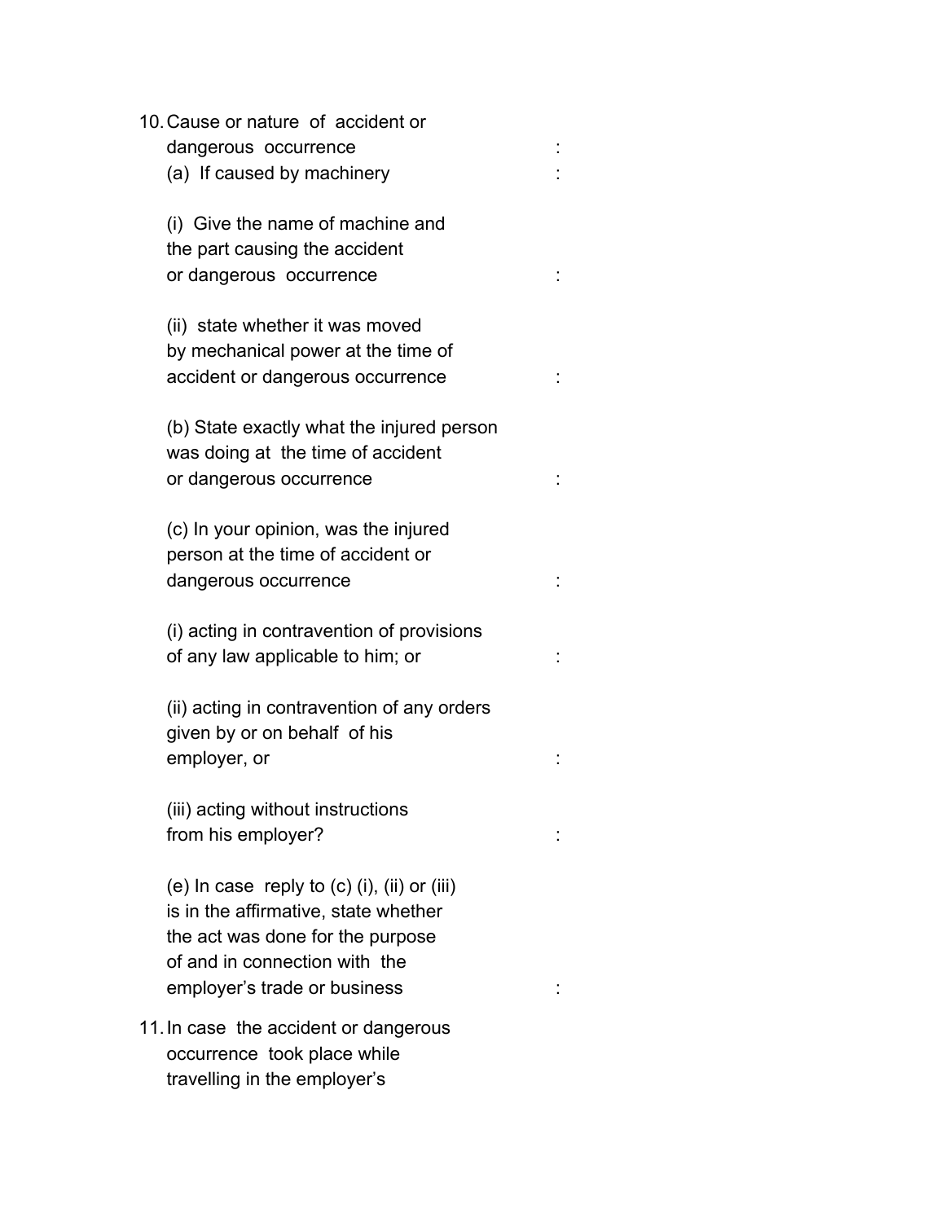10. Cause or nature of accident or dangerous occurrence :

    (a) If caused by machinery :

    (i) Give the name of machine and the part causing the accident or dangerous occurrence :

    (ii) state whether it was moved by mechanical power at the time of accident or dangerous occurrence :

    (b) State exactly what the injured person was doing at the time of accident or dangerous occurrence :

    (c) In your opinion, was the injured person at the time of accident or dangerous occurrence :

    (i) acting in contravention of provisions of any law applicable to him; or :

    (ii) acting in contravention of any orders given by or on behalf of his employer, or :

    (iii) acting without instructions from his employer? :

    (e) In case reply to (c) (i), (ii) or (iii) is in the affirmative, state whether the act was done for the purpose of and in connection with the employer's trade or business :

11. In case the accident or dangerous occurrence took place while travelling in the employer's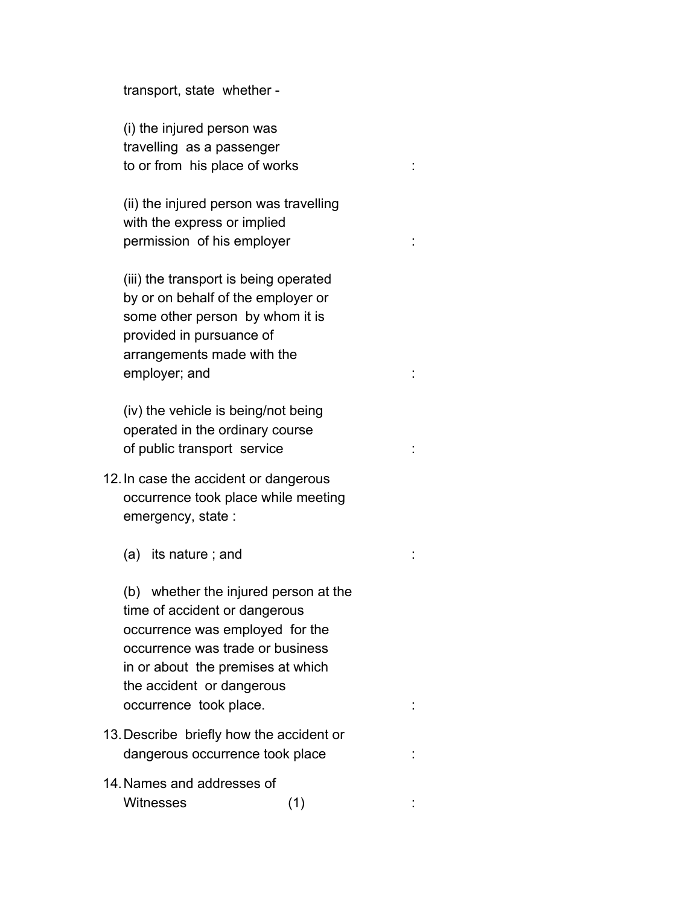transport, state whether -

(i) the injured person was travelling as a passenger to or from his place of works :

(ii) the injured person was travelling with the express or implied permission of his employer :

(iii) the transport is being operated by or on behalf of the employer or some other person by whom it is provided in pursuance of arrangements made with the employer; and :

(iv) the vehicle is being/not being operated in the ordinary course of public transport service :

12. In case the accident or dangerous occurrence took place while meeting emergency, state :

    (a) its nature ; and :

    (b) whether the injured person at the time of accident or dangerous occurrence was employed for the occurrence was trade or business in or about the premises at which the accident or dangerous occurrence took place. :

13. Describe briefly how the accident or dangerous occurrence took place :

14. Names and addresses of Witnesses (1) :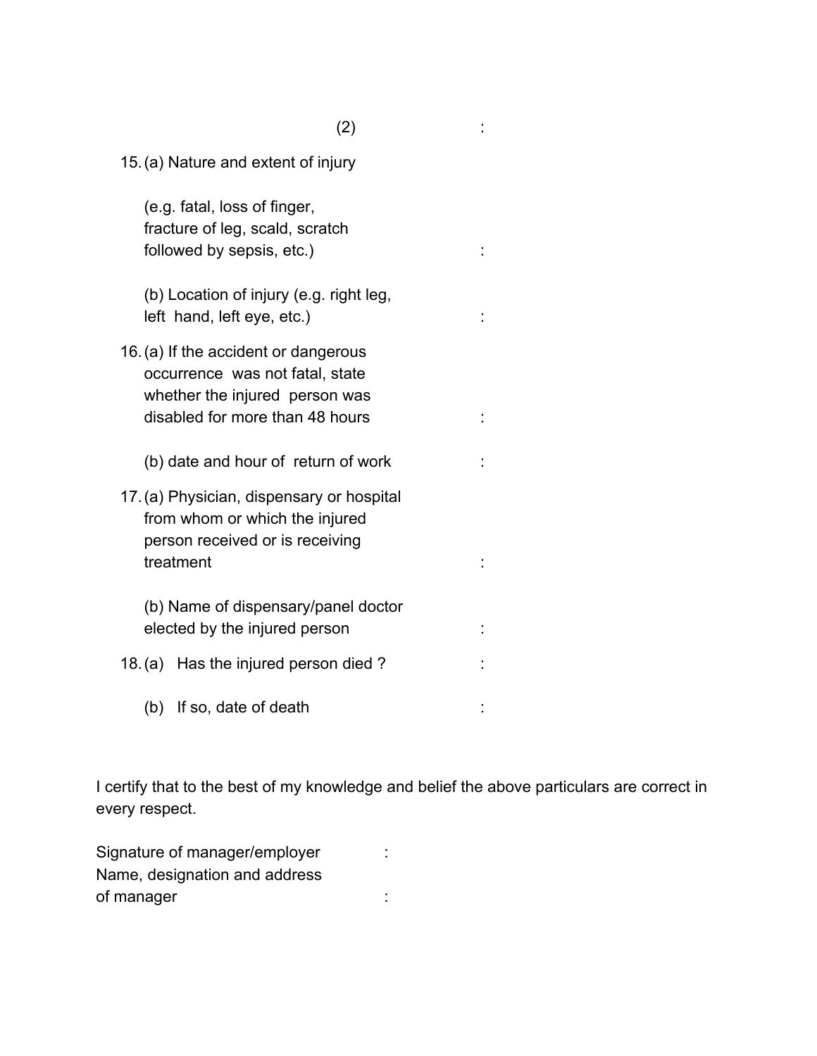(2) :

15. (a) Nature and extent of injury

    (e.g. fatal, loss of finger, fracture of leg, scald, scratch followed by sepsis, etc.) :

    (b) Location of injury (e.g. right leg, left hand, left eye, etc.) :

16. (a) If the accident or dangerous occurrence was not fatal, state whether the injured person was disabled for more than 48 hours :

    (b) date and hour of return of work :

17. (a) Physician, dispensary or hospital from whom or which the injured person received or is receiving treatment :

    (b) Name of dispensary/panel doctor elected by the injured person :

18. (a) Has the injured person died ? :

    (b) If so, date of death :

I certify that to the best of my knowledge and belief the above particulars are correct in every respect.

Signature of manager/employer :

Name, designation and address of manager :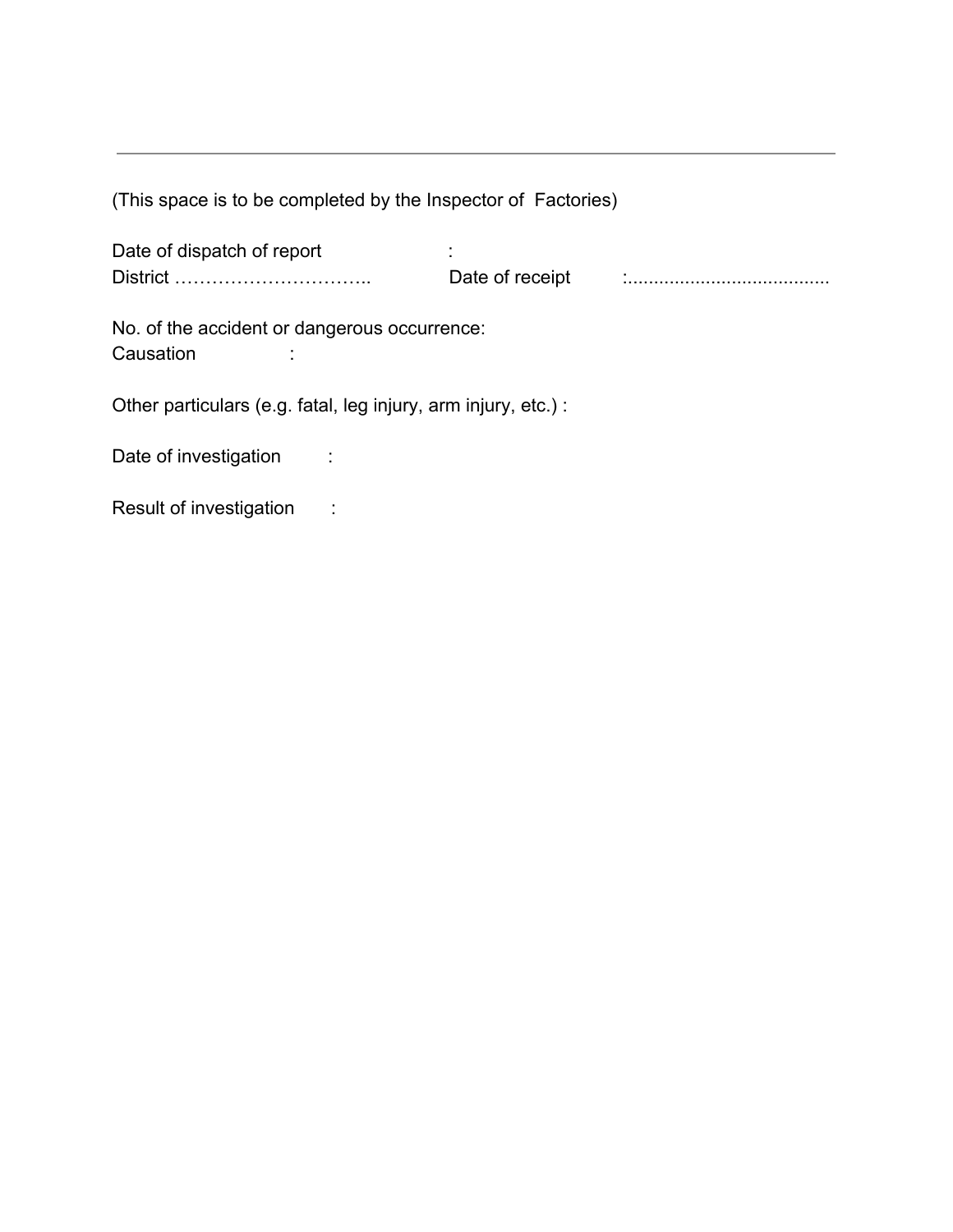---

(This space is to be completed by the Inspector of Factories)

Date of dispatch of report :
District ………………………….. Date of receipt :....................................

No. of the accident or dangerous occurrence:
Causation :

Other particulars (e.g. fatal, leg injury, arm injury, etc.) :

Date of investigation :

Result of investigation :